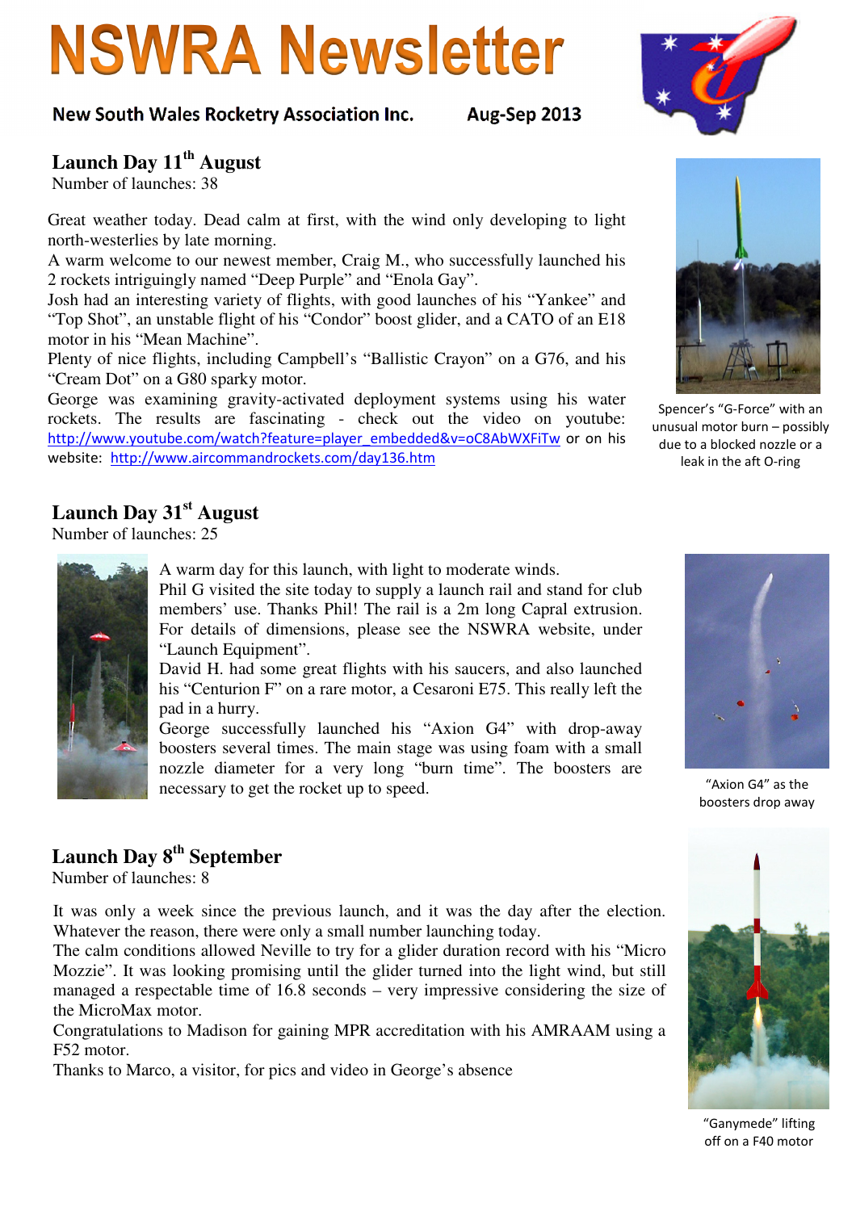# NSWRA Newsletter

**New South Wales Rocketry Association Inc.** **Aug-Sep 2013**

## Launch Day 11th August

Number of launches: 38

Great weather today. Dead calm at first, with the wind only developing to light north-westerlies by late morning.

A warm welcome to our newest member, Craig M., who successfully launched his 2 rockets intriguingly named "Deep Purple" and "Enola Gay".

Josh had an interesting variety of flights, with good launches of his "Yankee" and "Top Shot", an unstable flight of his "Condor" boost glider, and a CATO of an E18 motor in his "Mean Machine".

Plenty of nice flights, including Campbell's "Ballistic Crayon" on a G76, and his "Cream Dot" on a G80 sparky motor.

George was examining gravity-activated deployment systems using his water rockets. The results are fascinating - check out the video on youtube: http://www.youtube.com/watch?feature=player_embedded&v=oC8AbWXFiTw or on his website: http://www.aircommandrockets.com/day136.htm

Spencer's "G-Force" with an unusual motor burn – possibly due to a blocked nozzle or a leak in the aft O-ring

## Launch Day 31st August

Number of launches: 25

A warm day for this launch, with light to moderate winds.

Phil G visited the site today to supply a launch rail and stand for club members' use. Thanks Phil! The rail is a 2m long Capral extrusion. For details of dimensions, please see the NSWRA website, under "Launch Equipment".

David H. had some great flights with his saucers, and also launched his "Centurion F" on a rare motor, a Cesaroni E75. This really left the pad in a hurry.

George successfully launched his "Axion G4" with drop-away boosters several times. The main stage was using foam with a small nozzle diameter for a very long "burn time". The boosters are necessary to get the rocket up to speed.

"Axion G4" as the boosters drop away

## Launch Day 8th September

Number of launches: 8

It was only a week since the previous launch, and it was the day after the election. Whatever the reason, there were only a small number launching today.

The calm conditions allowed Neville to try for a glider duration record with his "Micro Mozzie". It was looking promising until the glider turned into the light wind, but still managed a respectable time of 16.8 seconds – very impressive considering the size of the MicroMax motor.

Congratulations to Madison for gaining MPR accreditation with his AMRAAM using a F52 motor.

Thanks to Marco, a visitor, for pics and video in George's absence

"Ganymede" lifting off on a F40 motor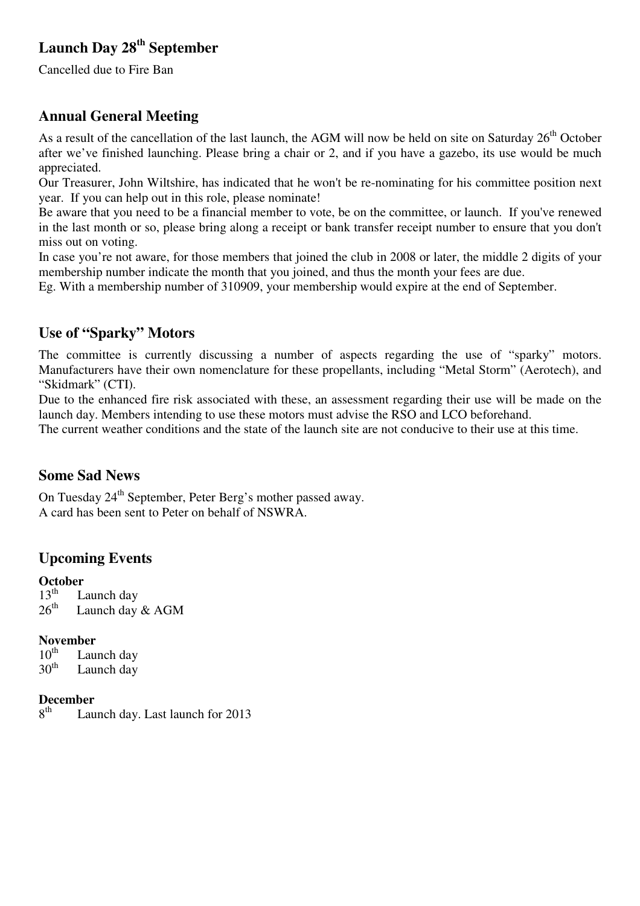## Launch Day 28th September

Cancelled due to Fire Ban

## Annual General Meeting

As a result of the cancellation of the last launch, the AGM will now be held on site on Saturday 26th October after we've finished launching. Please bring a chair or 2, and if you have a gazebo, its use would be much appreciated.

Our Treasurer, John Wiltshire, has indicated that he won't be re-nominating for his committee position next year. If you can help out in this role, please nominate!

Be aware that you need to be a financial member to vote, be on the committee, or launch. If you've renewed in the last month or so, please bring along a receipt or bank transfer receipt number to ensure that you don't miss out on voting.

In case you're not aware, for those members that joined the club in 2008 or later, the middle 2 digits of your membership number indicate the month that you joined, and thus the month your fees are due.

Eg. With a membership number of 310909, your membership would expire at the end of September.

## Use of "Sparky" Motors

The committee is currently discussing a number of aspects regarding the use of "sparky" motors. Manufacturers have their own nomenclature for these propellants, including "Metal Storm" (Aerotech), and "Skidmark" (CTI).

Due to the enhanced fire risk associated with these, an assessment regarding their use will be made on the launch day. Members intending to use these motors must advise the RSO and LCO beforehand.

The current weather conditions and the state of the launch site are not conducive to their use at this time.

## Some Sad News

On Tuesday 24th September, Peter Berg's mother passed away.

A card has been sent to Peter on behalf of NSWRA.

## Upcoming Events

**October**

13th Launch day

26th Launch day & AGM

**November**

10th Launch day

30th Launch day

**December**

8th Launch day. Last launch for 2013